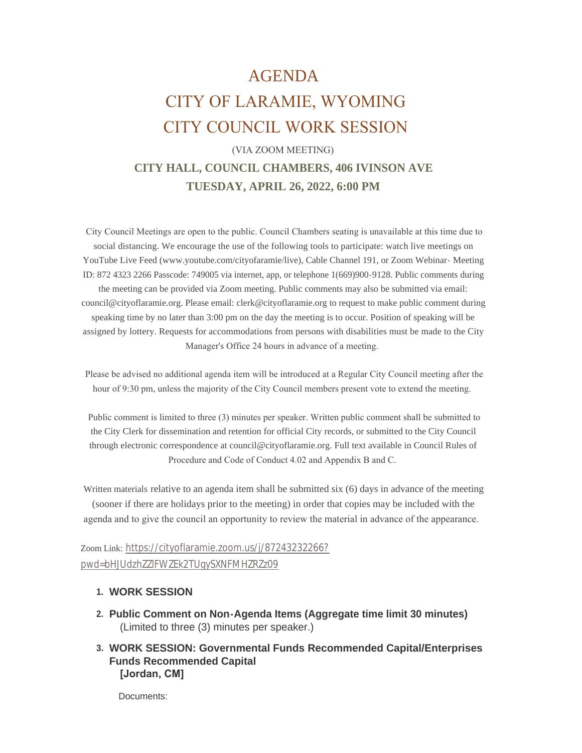# AGENDA

# CITY OF LARAMIE, WYOMING

# CITY COUNCIL WORK SESSION

(VIA ZOOM MEETING)

**CITY HALL, COUNCIL CHAMBERS, 406 IVINSON AVE**

**TUESDAY, APRIL 26, 2022, 6:00 PM**

City Council Meetings are open to the public. Council Chambers seating is unavailable at this time due to social distancing. We encourage the use of the following tools to participate: watch live meetings on YouTube Live Feed (www.youtube.com/cityofaramie/live), Cable Channel 191, or Zoom Webinar- Meeting ID: 872 4323 2266 Passcode: 749005 via internet, app, or telephone 1(669)900-9128. Public comments during the meeting can be provided via Zoom meeting. Public comments may also be submitted via email: council@cityoflaramie.org. Please email: clerk@cityoflaramie.org to request to make public comment during speaking time by no later than 3:00 pm on the day the meeting is to occur. Position of speaking will be assigned by lottery. Requests for accommodations from persons with disabilities must be made to the City Manager's Office 24 hours in advance of a meeting.

Please be advised no additional agenda item will be introduced at a Regular City Council meeting after the hour of 9:30 pm, unless the majority of the City Council members present vote to extend the meeting.

Public comment is limited to three (3) minutes per speaker. Written public comment shall be submitted to the City Clerk for dissemination and retention for official City records, or submitted to the City Council through electronic correspondence at council@cityoflaramie.org. Full text available in Council Rules of Procedure and Code of Conduct 4.02 and Appendix B and C.

Written materials relative to an agenda item shall be submitted six (6) days in advance of the meeting (sooner if there are holidays prior to the meeting) in order that copies may be included with the agenda and to give the council an opportunity to review the material in advance of the appearance.

Zoom Link: https://cityoflaramie.zoom.us/j/87243232266?pwd=bHJUdzhZZlFWZEk2TUgySXNFMHZRZz09

1. **WORK SESSION**
2. **Public Comment on Non-Agenda Items (Aggregate time limit 30 minutes)**
   (Limited to three (3) minutes per speaker.)
3. **WORK SESSION: Governmental Funds Recommended Capital/Enterprises Funds Recommended Capital**
   **[Jordan, CM]**

   Documents: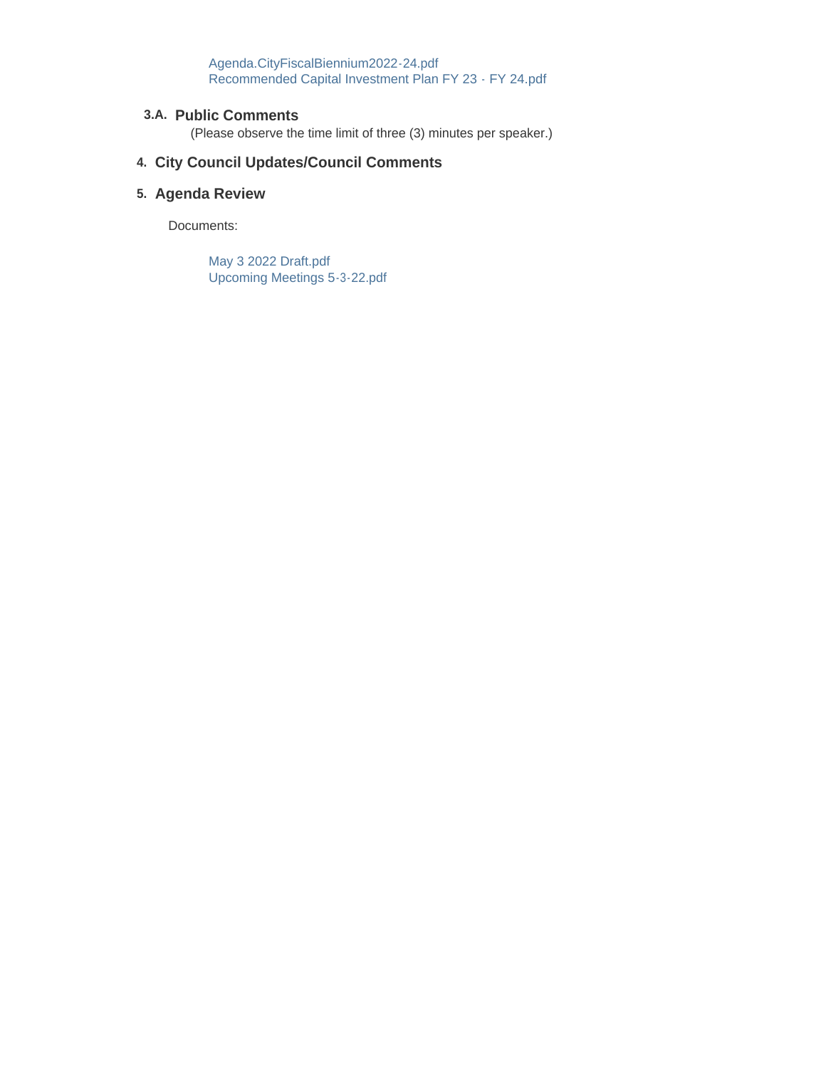Agenda.CityFiscalBiennium2022-24.pdf
Recommended Capital Investment Plan FY 23 - FY 24.pdf

### 3.A. Public Comments

(Please observe the time limit of three (3) minutes per speaker.)

## 4. City Council Updates/Council Comments

## 5. Agenda Review

Documents:

May 3 2022 Draft.pdf
Upcoming Meetings 5-3-22.pdf